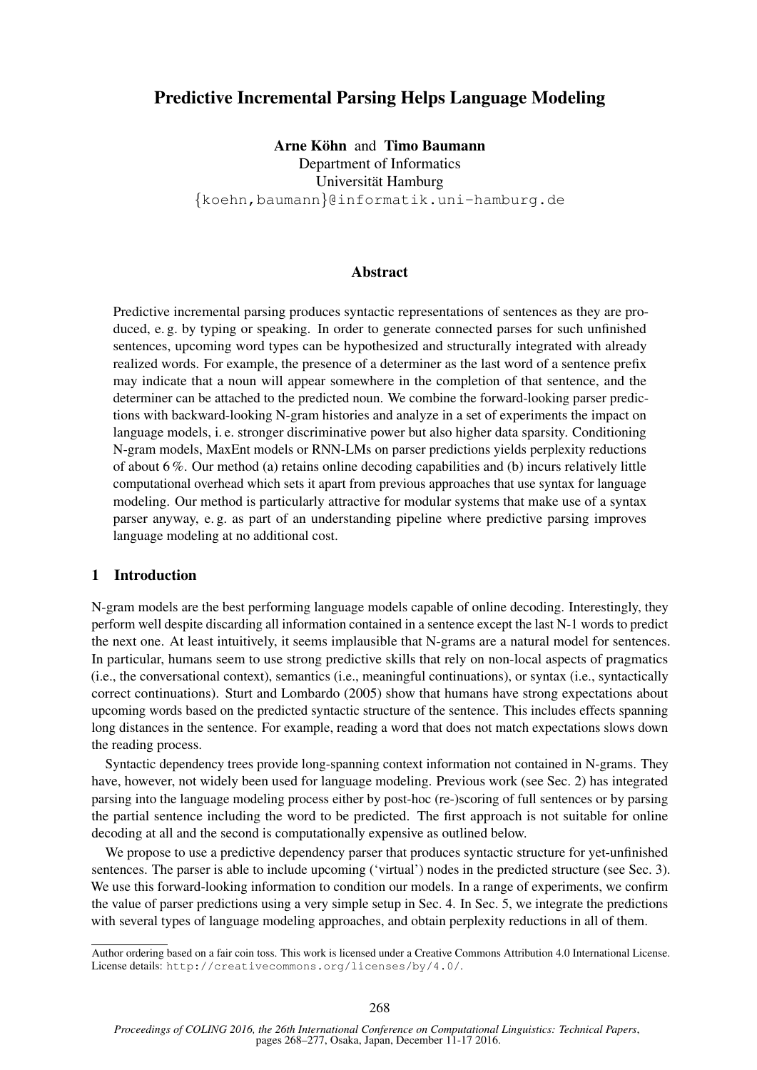# Predictive Incremental Parsing Helps Language Modeling

**Arne Köhn** and **Timo Baumann**
Department of Informatics
Universität Hamburg
{koehn,baumann}@informatik.uni-hamburg.de

## Abstract

Predictive incremental parsing produces syntactic representations of sentences as they are produced, e. g. by typing or speaking. In order to generate connected parses for such unfinished sentences, upcoming word types can be hypothesized and structurally integrated with already realized words. For example, the presence of a determiner as the last word of a sentence prefix may indicate that a noun will appear somewhere in the completion of that sentence, and the determiner can be attached to the predicted noun. We combine the forward-looking parser predictions with backward-looking N-gram histories and analyze in a set of experiments the impact on language models, i. e. stronger discriminative power but also higher data sparsity. Conditioning N-gram models, MaxEnt models or RNN-LMs on parser predictions yields perplexity reductions of about 6 %. Our method (a) retains online decoding capabilities and (b) incurs relatively little computational overhead which sets it apart from previous approaches that use syntax for language modeling. Our method is particularly attractive for modular systems that make use of a syntax parser anyway, e. g. as part of an understanding pipeline where predictive parsing improves language modeling at no additional cost.

## 1 Introduction

N-gram models are the best performing language models capable of online decoding. Interestingly, they perform well despite discarding all information contained in a sentence except the last N-1 words to predict the next one. At least intuitively, it seems implausible that N-grams are a natural model for sentences. In particular, humans seem to use strong predictive skills that rely on non-local aspects of pragmatics (i.e., the conversational context), semantics (i.e., meaningful continuations), or syntax (i.e., syntactically correct continuations). Sturt and Lombardo (2005) show that humans have strong expectations about upcoming words based on the predicted syntactic structure of the sentence. This includes effects spanning long distances in the sentence. For example, reading a word that does not match expectations slows down the reading process.

Syntactic dependency trees provide long-spanning context information not contained in N-grams. They have, however, not widely been used for language modeling. Previous work (see Sec. 2) has integrated parsing into the language modeling process either by post-hoc (re-)scoring of full sentences or by parsing the partial sentence including the word to be predicted. The first approach is not suitable for online decoding at all and the second is computationally expensive as outlined below.

We propose to use a predictive dependency parser that produces syntactic structure for yet-unfinished sentences. The parser is able to include upcoming ('virtual') nodes in the predicted structure (see Sec. 3). We use this forward-looking information to condition our models. In a range of experiments, we confirm the value of parser predictions using a very simple setup in Sec. 4. In Sec. 5, we integrate the predictions with several types of language modeling approaches, and obtain perplexity reductions in all of them.

---

Author ordering based on a fair coin toss. This work is licensed under a Creative Commons Attribution 4.0 International License. License details: http://creativecommons.org/licenses/by/4.0/.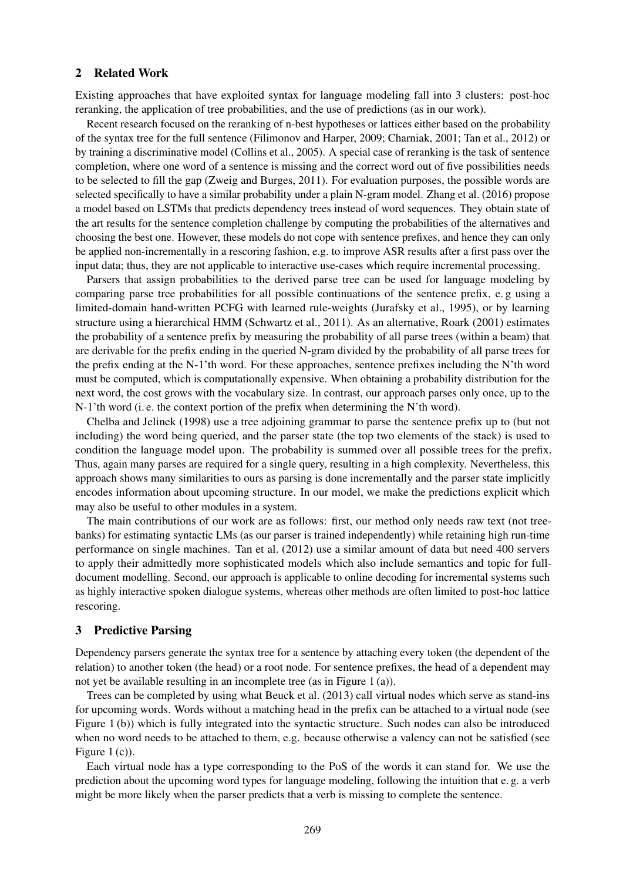## 2 Related Work

Existing approaches that have exploited syntax for language modeling fall into 3 clusters: post-hoc reranking, the application of tree probabilities, and the use of predictions (as in our work).

Recent research focused on the reranking of n-best hypotheses or lattices either based on the probability of the syntax tree for the full sentence (Filimonov and Harper, 2009; Charniak, 2001; Tan et al., 2012) or by training a discriminative model (Collins et al., 2005). A special case of reranking is the task of sentence completion, where one word of a sentence is missing and the correct word out of five possibilities needs to be selected to fill the gap (Zweig and Burges, 2011). For evaluation purposes, the possible words are selected specifically to have a similar probability under a plain N-gram model. Zhang et al. (2016) propose a model based on LSTMs that predicts dependency trees instead of word sequences. They obtain state of the art results for the sentence completion challenge by computing the probabilities of the alternatives and choosing the best one. However, these models do not cope with sentence prefixes, and hence they can only be applied non-incrementally in a rescoring fashion, e.g. to improve ASR results after a first pass over the input data; thus, they are not applicable to interactive use-cases which require incremental processing.

Parsers that assign probabilities to the derived parse tree can be used for language modeling by comparing parse tree probabilities for all possible continuations of the sentence prefix, e. g using a limited-domain hand-written PCFG with learned rule-weights (Jurafsky et al., 1995), or by learning structure using a hierarchical HMM (Schwartz et al., 2011). As an alternative, Roark (2001) estimates the probability of a sentence prefix by measuring the probability of all parse trees (within a beam) that are derivable for the prefix ending in the queried N-gram divided by the probability of all parse trees for the prefix ending at the N-1'th word. For these approaches, sentence prefixes including the N'th word must be computed, which is computationally expensive. When obtaining a probability distribution for the next word, the cost grows with the vocabulary size. In contrast, our approach parses only once, up to the N-1'th word (i. e. the context portion of the prefix when determining the N'th word).

Chelba and Jelinek (1998) use a tree adjoining grammar to parse the sentence prefix up to (but not including) the word being queried, and the parser state (the top two elements of the stack) is used to condition the language model upon. The probability is summed over all possible trees for the prefix. Thus, again many parses are required for a single query, resulting in a high complexity. Nevertheless, this approach shows many similarities to ours as parsing is done incrementally and the parser state implicitly encodes information about upcoming structure. In our model, we make the predictions explicit which may also be useful to other modules in a system.

The main contributions of our work are as follows: first, our method only needs raw text (not treebanks) for estimating syntactic LMs (as our parser is trained independently) while retaining high run-time performance on single machines. Tan et al. (2012) use a similar amount of data but need 400 servers to apply their admittedly more sophisticated models which also include semantics and topic for full-document modelling. Second, our approach is applicable to online decoding for incremental systems such as highly interactive spoken dialogue systems, whereas other methods are often limited to post-hoc lattice rescoring.

## 3 Predictive Parsing

Dependency parsers generate the syntax tree for a sentence by attaching every token (the dependent of the relation) to another token (the head) or a root node. For sentence prefixes, the head of a dependent may not yet be available resulting in an incomplete tree (as in Figure 1 (a)).

Trees can be completed by using what Beuck et al. (2013) call virtual nodes which serve as stand-ins for upcoming words. Words without a matching head in the prefix can be attached to a virtual node (see Figure 1 (b)) which is fully integrated into the syntactic structure. Such nodes can also be introduced when no word needs to be attached to them, e.g. because otherwise a valency can not be satisfied (see Figure 1 (c)).

Each virtual node has a type corresponding to the PoS of the words it can stand for. We use the prediction about the upcoming word types for language modeling, following the intuition that e. g. a verb might be more likely when the parser predicts that a verb is missing to complete the sentence.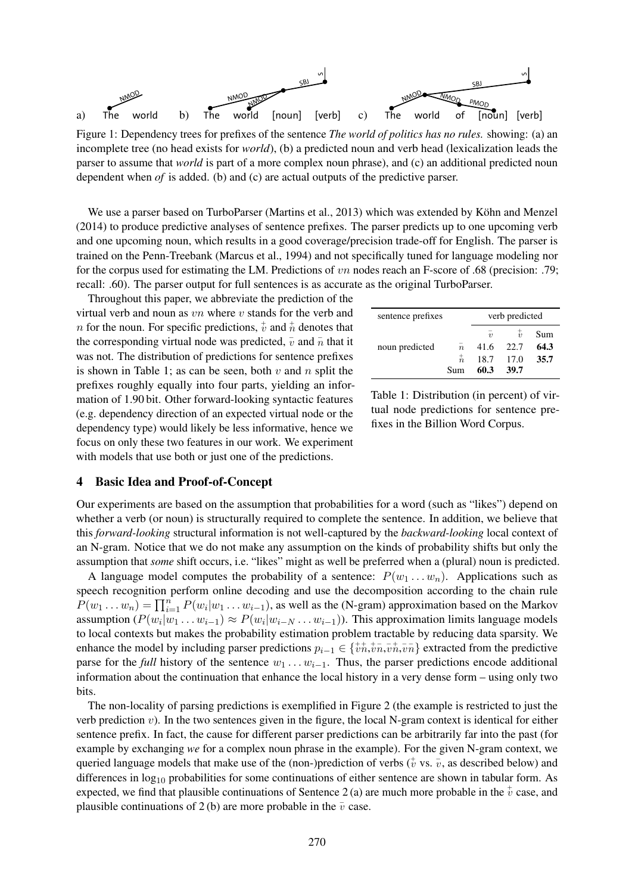a) The world b) The world [noun] [verb] c) The world of [noun] [verb]

Figure 1: Dependency trees for prefixes of the sentence *The world of politics has no rules.* showing: (a) an incomplete tree (no head exists for *world*), (b) a predicted noun and verb head (lexicalization leads the parser to assume that *world* is part of a more complex noun phrase), and (c) an additional predicted noun dependent when *of* is added. (b) and (c) are actual outputs of the predictive parser.

We use a parser based on TurboParser (Martins et al., 2013) which was extended by Köhn and Menzel (2014) to produce predictive analyses of sentence prefixes. The parser predicts up to one upcoming verb and one upcoming noun, which results in a good coverage/precision trade-off for English. The parser is trained on the Penn-Treebank (Marcus et al., 1994) and not specifically tuned for language modeling nor for the corpus used for estimating the LM. Predictions of $vn$ nodes reach an F-score of .68 (precision: .79; recall: .60). The parser output for full sentences is as accurate as the original TurboParser.

Throughout this paper, we abbreviate the prediction of the virtual verb and noun as $vn$ where $v$ stands for the verb and $n$ for the noun. For specific predictions, $\overset{+}{v}$ and $\overset{+}{n}$ denotes that the corresponding virtual node was predicted, $\bar{v}$ and $\bar{n}$ that it was not. The distribution of predictions for sentence prefixes is shown in Table 1; as can be seen, both $v$ and $n$ split the prefixes roughly equally into four parts, yielding an information of 1.90 bit. Other forward-looking syntactic features (e.g. dependency direction of an expected virtual node or the dependency type) would likely be less informative, hence we focus on only these two features in our work. We experiment with models that use both or just one of the predictions.

| sentence prefixes | | verb predicted | | |
|---|---|---|---|---|
| | | $\bar{v}$ | $\overset{+}{v}$ | Sum |
| noun predicted | $\bar{n}$ | 41.6 | 22.7 | **64.3** |
| | $\overset{+}{n}$ | 18.7 | 17.0 | **35.7** |
| | Sum | **60.3** | **39.7** | |

Table 1: Distribution (in percent) of virtual node predictions for sentence prefixes in the Billion Word Corpus.

## 4 Basic Idea and Proof-of-Concept

Our experiments are based on the assumption that probabilities for a word (such as "likes") depend on whether a verb (or noun) is structurally required to complete the sentence. In addition, we believe that this *forward-looking* structural information is not well-captured by the *backward-looking* local context of an N-gram. Notice that we do not make any assumption on the kinds of probability shifts but only the assumption that *some* shift occurs, i.e. "likes" might as well be preferred when a (plural) noun is predicted.

A language model computes the probability of a sentence: $P(w_1 \dots w_n)$. Applications such as speech recognition perform online decoding and use the decomposition according to the chain rule $P(w_1 \dots w_n) = \prod_{i=1}^{n} P(w_i|w_1 \dots w_{i-1})$, as well as the (N-gram) approximation based on the Markov assumption ($P(w_i|w_1 \dots w_{i-1}) \approx P(w_i|w_{i-N} \dots w_{i-1})$). This approximation limits language models to local contexts but makes the probability estimation problem tractable by reducing data sparsity. We enhance the model by including parser predictions $p_{i-1} \in \{\overset{+}{v}\overset{+}{n}, \overset{+}{v}\bar{n}, \bar{v}\overset{+}{n}, \bar{v}\bar{n}\}$ extracted from the predictive parse for the *full* history of the sentence $w_1 \dots w_{i-1}$. Thus, the parser predictions encode additional information about the continuation that enhance the local history in a very dense form – using only two bits.

The non-locality of parsing predictions is exemplified in Figure 2 (the example is restricted to just the verb prediction $v$). In the two sentences given in the figure, the local N-gram context is identical for either sentence prefix. In fact, the cause for different parser predictions can be arbitrarily far into the past (for example by exchanging *we* for a complex noun phrase in the example). For the given N-gram context, we queried language models that make use of the (non-)prediction of verbs ($\overset{+}{v}$ vs. $\bar{v}$, as described below) and differences in $\log_{10}$ probabilities for some continuations of either sentence are shown in tabular form. As expected, we find that plausible continuations of Sentence 2 (a) are much more probable in the $\overset{+}{v}$ case, and plausible continuations of 2 (b) are more probable in the $\bar{v}$ case.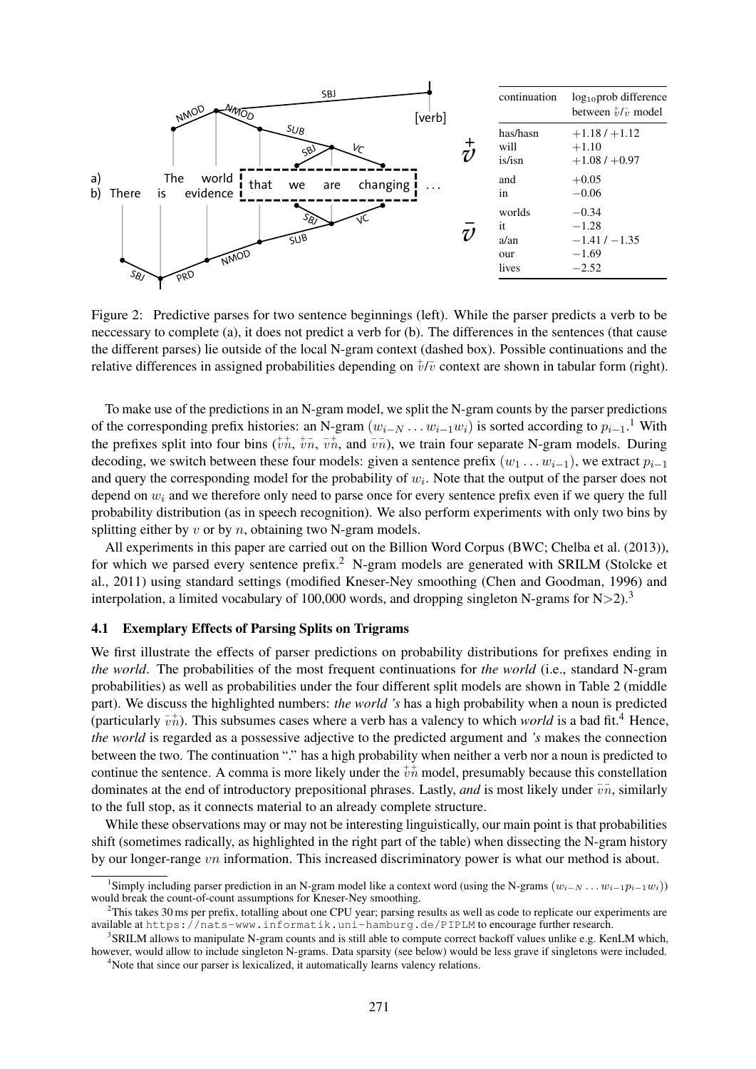| continuation | $\log_{10}$prob difference between $\overset{+}{v}/\bar{v}$ model |
|---|---|
| has/hasn | $+1.18$ / $+1.12$ |
| will | $+1.10$ |
| is/isn | $+1.08$ / $+0.97$ |
| and | $+0.05$ |
| in | $-0.06$ |
| worlds | $-0.34$ |
| it | $-1.28$ |
| a/an | $-1.41$ / $-1.35$ |
| our | $-1.69$ |
| lives | $-2.52$ |

Figure 2: Predictive parses for two sentence beginnings (left). While the parser predicts a verb to be neccessary to complete (a), it does not predict a verb for (b). The differences in the sentences (that cause the different parses) lie outside of the local N-gram context (dashed box). Possible continuations and the relative differences in assigned probabilities depending on $\overset{+}{v}/\bar{v}$ context are shown in tabular form (right).

To make use of the predictions in an N-gram model, we split the N-gram counts by the parser predictions of the corresponding prefix histories: an N-gram $(w_{i-N} \dots w_{i-1} w_i)$ is sorted according to $p_{i-1}$.[1] With the prefixes split into four bins ($\overset{+}{v}\overset{+}{n}$, $\overset{+}{v}\bar{n}$, $\bar{v}\overset{+}{n}$, and $\bar{v}\bar{n}$), we train four separate N-gram models. During decoding, we switch between these four models: given a sentence prefix $(w_1 \dots w_{i-1})$, we extract $p_{i-1}$ and query the corresponding model for the probability of $w_i$. Note that the output of the parser does not depend on $w_i$ and we therefore only need to parse once for every sentence prefix even if we query the full probability distribution (as in speech recognition). We also perform experiments with only two bins by splitting either by $v$ or by $n$, obtaining two N-gram models.

All experiments in this paper are carried out on the Billion Word Corpus (BWC; Chelba et al. (2013)), for which we parsed every sentence prefix.[2] N-gram models are generated with SRILM (Stolcke et al., 2011) using standard settings (modified Kneser-Ney smoothing (Chen and Goodman, 1996) and interpolation, a limited vocabulary of 100,000 words, and dropping singleton N-grams for N>2).[3]

### 4.1 Exemplary Effects of Parsing Splits on Trigrams

We first illustrate the effects of parser predictions on probability distributions for prefixes ending in *the world*. The probabilities of the most frequent continuations for *the world* (i.e., standard N-gram probabilities) as well as probabilities under the four different split models are shown in Table 2 (middle part). We discuss the highlighted numbers: *the world 's* has a high probability when a noun is predicted (particularly $\bar{v}\overset{+}{n}$). This subsumes cases where a verb has a valency to which *world* is a bad fit.[4] Hence, *the world* is regarded as a possessive adjective to the predicted argument and *'s* makes the connection between the two. The continuation "." has a high probability when neither a verb nor a noun is predicted to continue the sentence. A comma is more likely under the $\overset{+}{v}\overset{+}{n}$ model, presumably because this constellation dominates at the end of introductory prepositional phrases. Lastly, *and* is most likely under $\bar{v}\bar{n}$, similarly to the full stop, as it connects material to an already complete structure.

While these observations may or may not be interesting linguistically, our main point is that probabilities shift (sometimes radically, as highlighted in the right part of the table) when dissecting the N-gram history by our longer-range $vn$ information. This increased discriminatory power is what our method is about.

[1] Simply including parser prediction in an N-gram model like a context word (using the N-grams $(w_{i-N} \dots w_{i-1} p_{i-1} w_i)$) would break the count-of-count assumptions for Kneser-Ney smoothing.

[2] This takes 30 ms per prefix, totalling about one CPU year; parsing results as well as code to replicate our experiments are available at `https://nats-www.informatik.uni-hamburg.de/PIPLM` to encourage further research.

[3] SRILM allows to manipulate N-gram counts and is still able to compute correct backoff values unlike e.g. KenLM which, however, would allow to include singleton N-grams. Data sparsity (see below) would be less grave if singletons were included.

[4] Note that since our parser is lexicalized, it automatically learns valency relations.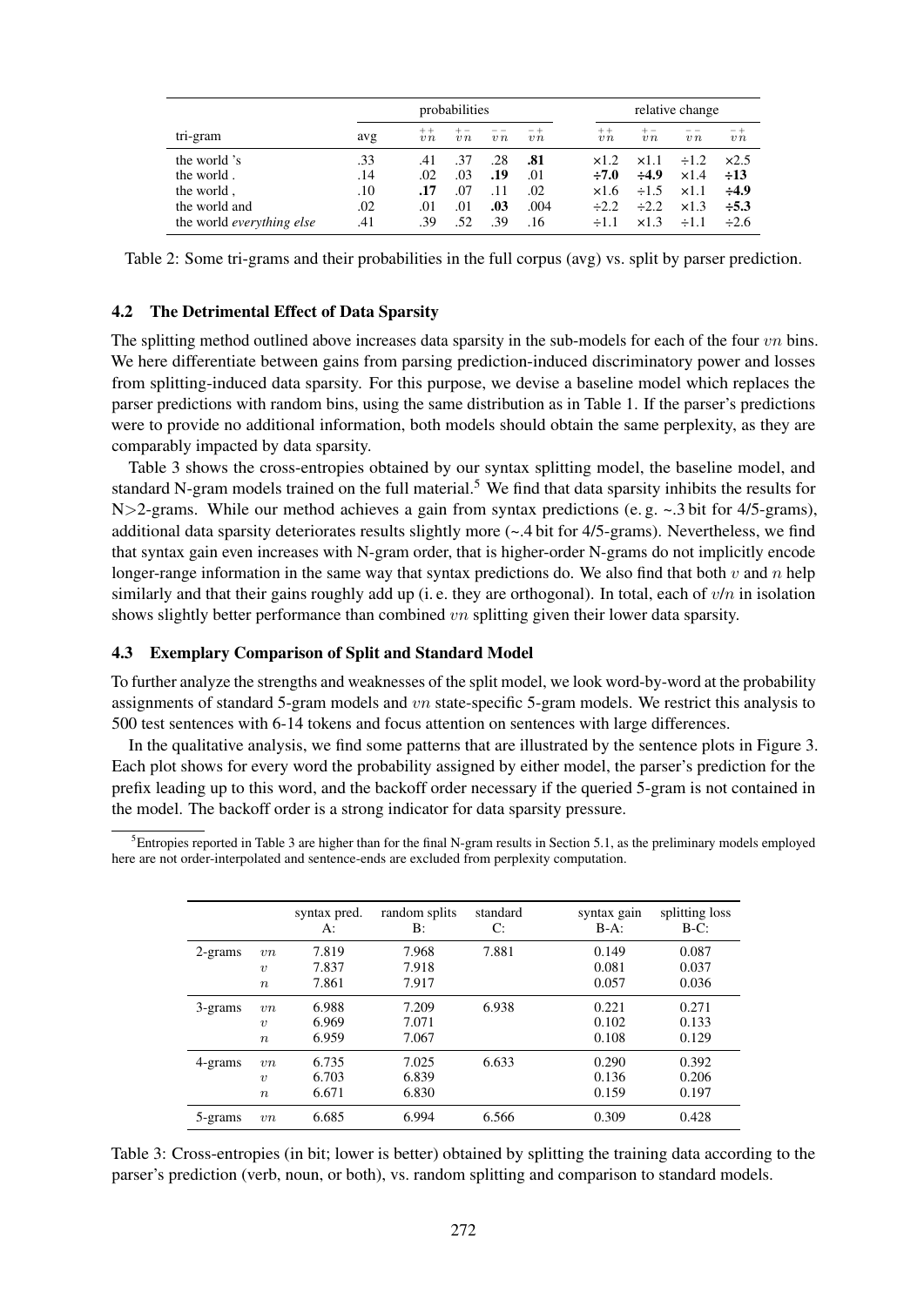| tri-gram | probabilities | | | | | relative change | | | |
|---|---|---|---|---|---|---|---|---|---|
| | avg | $\overset{++}{vn}$ | $\overset{+-}{vn}$ | $\overset{--}{vn}$ | $\overset{-+}{vn}$ | $\overset{++}{vn}$ | $\overset{+-}{vn}$ | $\overset{--}{vn}$ | $\overset{-+}{vn}$ |
| the world 's | .33 | .41 | .37 | .28 | **.81** | ×1.2 | ×1.1 | ÷1.2 | ×2.5 |
| the world . | .14 | .02 | .03 | **.19** | .01 | **÷7.0** | **÷4.9** | ×1.4 | **÷13** |
| the world , | .10 | **.17** | .07 | .11 | .02 | ×1.6 | ÷1.5 | ×1.1 | **÷4.9** |
| the world and | .02 | .01 | .01 | **.03** | .004 | ÷2.2 | ÷2.2 | ×1.3 | **÷5.3** |
| the world *everything else* | .41 | .39 | .52 | .39 | .16 | ÷1.1 | ×1.3 | ÷1.1 | ÷2.6 |

Table 2: Some tri-grams and their probabilities in the full corpus (avg) vs. split by parser prediction.

### 4.2 The Detrimental Effect of Data Sparsity

The splitting method outlined above increases data sparsity in the sub-models for each of the four $vn$ bins. We here differentiate between gains from parsing prediction-induced discriminatory power and losses from splitting-induced data sparsity. For this purpose, we devise a baseline model which replaces the parser predictions with random bins, using the same distribution as in Table 1. If the parser's predictions were to provide no additional information, both models should obtain the same perplexity, as they are comparably impacted by data sparsity.

Table 3 shows the cross-entropies obtained by our syntax splitting model, the baseline model, and standard N-gram models trained on the full material.[5] We find that data sparsity inhibits the results for N>2-grams. While our method achieves a gain from syntax predictions (e. g. ~.3 bit for 4/5-grams), additional data sparsity deteriorates results slightly more (~.4 bit for 4/5-grams). Nevertheless, we find that syntax gain even increases with N-gram order, that is higher-order N-grams do not implicitly encode longer-range information in the same way that syntax predictions do. We also find that both $v$ and $n$ help similarly and that their gains roughly add up (i. e. they are orthogonal). In total, each of $v$/$n$ in isolation shows slightly better performance than combined $vn$ splitting given their lower data sparsity.

### 4.3 Exemplary Comparison of Split and Standard Model

To further analyze the strengths and weaknesses of the split model, we look word-by-word at the probability assignments of standard 5-gram models and $vn$ state-specific 5-gram models. We restrict this analysis to 500 test sentences with 6-14 tokens and focus attention on sentences with large differences.

In the qualitative analysis, we find some patterns that are illustrated by the sentence plots in Figure 3. Each plot shows for every word the probability assigned by either model, the parser's prediction for the prefix leading up to this word, and the backoff order necessary if the queried 5-gram is not contained in the model. The backoff order is a strong indicator for data sparsity pressure.

[5] Entropies reported in Table 3 are higher than for the final N-gram results in Section 5.1, as the preliminary models employed here are not order-interpolated and sentence-ends are excluded from perplexity computation.

| | | syntax pred. A: | random splits B: | standard C: | syntax gain B-A: | splitting loss B-C: |
|---|---|---|---|---|---|---|
| 2-grams | $vn$ | 7.819 | 7.968 | 7.881 | 0.149 | 0.087 |
| | $v$ | 7.837 | 7.918 | | 0.081 | 0.037 |
| | $n$ | 7.861 | 7.917 | | 0.057 | 0.036 |
| 3-grams | $vn$ | 6.988 | 7.209 | 6.938 | 0.221 | 0.271 |
| | $v$ | 6.969 | 7.071 | | 0.102 | 0.133 |
| | $n$ | 6.959 | 7.067 | | 0.108 | 0.129 |
| 4-grams | $vn$ | 6.735 | 7.025 | 6.633 | 0.290 | 0.392 |
| | $v$ | 6.703 | 6.839 | | 0.136 | 0.206 |
| | $n$ | 6.671 | 6.830 | | 0.159 | 0.197 |
| 5-grams | $vn$ | 6.685 | 6.994 | 6.566 | 0.309 | 0.428 |

Table 3: Cross-entropies (in bit; lower is better) obtained by splitting the training data according to the parser's prediction (verb, noun, or both), vs. random splitting and comparison to standard models.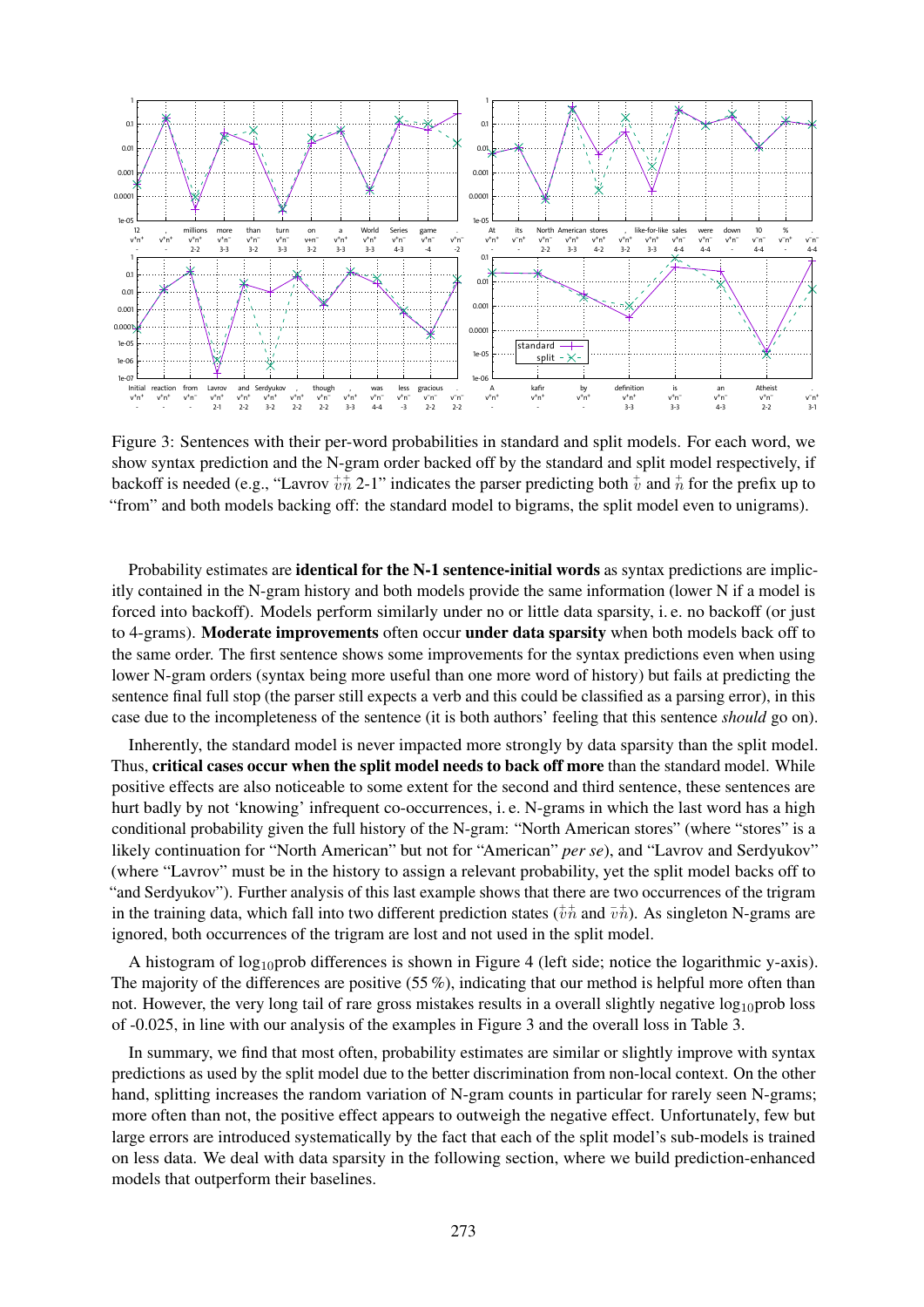Figure 3: Sentences with their per-word probabilities in standard and split models. For each word, we show syntax prediction and the N-gram order backed off by the standard and split model respectively, if backoff is needed (e.g., "Lavrov $\overset{+}{v}\overset{+}{n}$ 2-1" indicates the parser predicting both $\overset{+}{v}$ and $\overset{+}{n}$ for the prefix up to "from" and both models backing off: the standard model to bigrams, the split model even to unigrams).

Probability estimates are **identical for the N-1 sentence-initial words** as syntax predictions are implicitly contained in the N-gram history and both models provide the same information (lower N if a model is forced into backoff). Models perform similarly under no or little data sparsity, i. e. no backoff (or just to 4-grams). **Moderate improvements** often occur **under data sparsity** when both models back off to the same order. The first sentence shows some improvements for the syntax predictions even when using lower N-gram orders (syntax being more useful than one more word of history) but fails at predicting the sentence final full stop (the parser still expects a verb and this could be classified as a parsing error), in this case due to the incompleteness of the sentence (it is both authors' feeling that this sentence *should* go on).

Inherently, the standard model is never impacted more strongly by data sparsity than the split model. Thus, **critical cases occur when the split model needs to back off more** than the standard model. While positive effects are also noticeable to some extent for the second and third sentence, these sentences are hurt badly by not 'knowing' infrequent co-occurrences, i. e. N-grams in which the last word has a high conditional probability given the full history of the N-gram: "North American stores" (where "stores" is a likely continuation for "North American" but not for "American" *per se*), and "Lavrov and Serdyukov" (where "Lavrov" must be in the history to assign a relevant probability, yet the split model backs off to "and Serdyukov"). Further analysis of this last example shows that there are two occurrences of the trigram in the training data, which fall into two different prediction states ($\overset{+}{v}\overset{+}{n}$ and $\overset{-}{v}\overset{+}{n}$). As singleton N-grams are ignored, both occurrences of the trigram are lost and not used in the split model.

A histogram of $\log_{10}$prob differences is shown in Figure 4 (left side; notice the logarithmic y-axis). The majority of the differences are positive (55 %), indicating that our method is helpful more often than not. However, the very long tail of rare gross mistakes results in a overall slightly negative $\log_{10}$prob loss of -0.025, in line with our analysis of the examples in Figure 3 and the overall loss in Table 3.

In summary, we find that most often, probability estimates are similar or slightly improve with syntax predictions as used by the split model due to the better discrimination from non-local context. On the other hand, splitting increases the random variation of N-gram counts in particular for rarely seen N-grams; more often than not, the positive effect appears to outweigh the negative effect. Unfortunately, few but large errors are introduced systematically by the fact that each of the split model's sub-models is trained on less data. We deal with data sparsity in the following section, where we build prediction-enhanced models that outperform their baselines.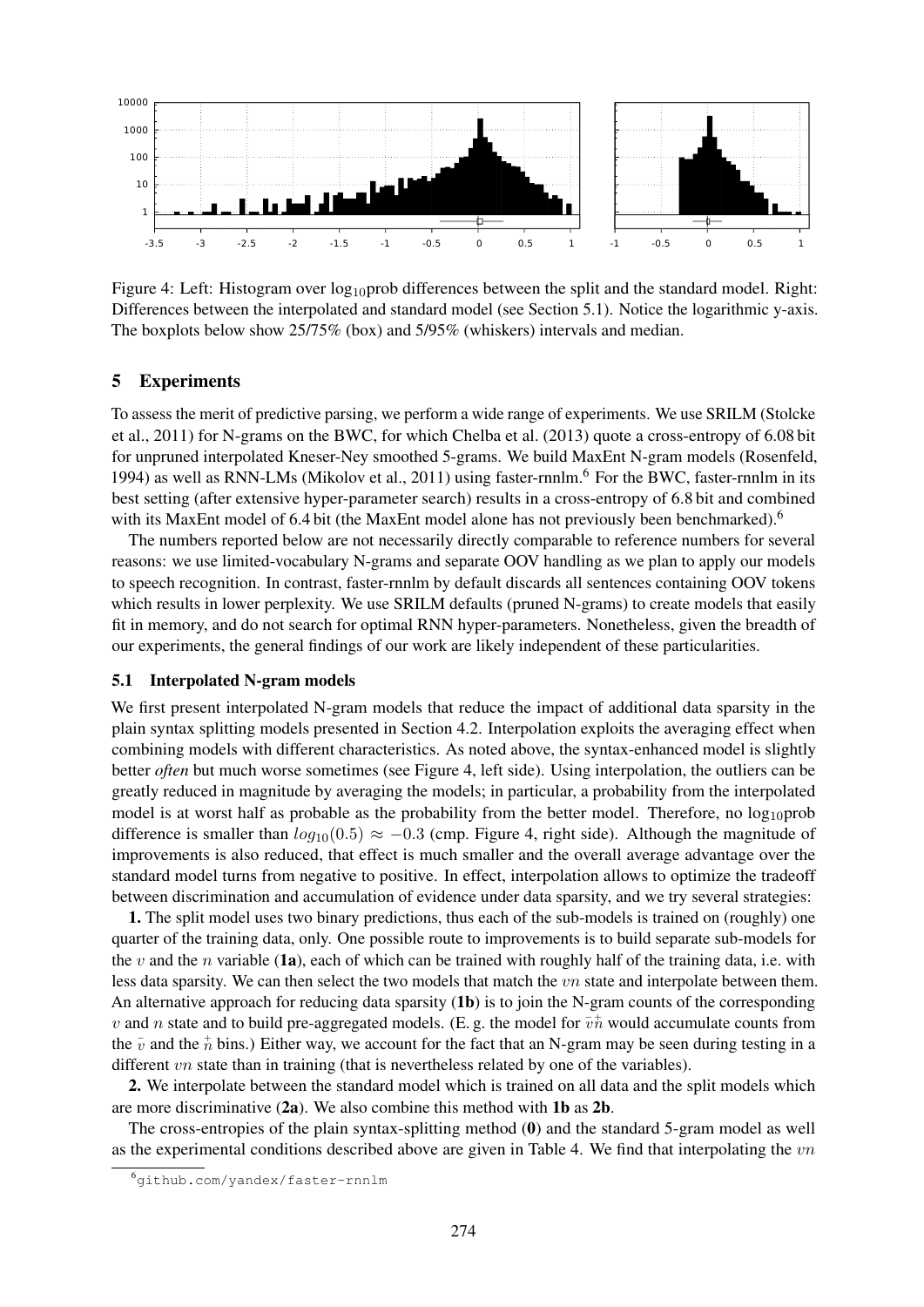Figure 4: Left: Histogram over $\log_{10}$prob differences between the split and the standard model. Right: Differences between the interpolated and standard model (see Section 5.1). Notice the logarithmic y-axis. The boxplots below show 25/75% (box) and 5/95% (whiskers) intervals and median.

## 5 Experiments

To assess the merit of predictive parsing, we perform a wide range of experiments. We use SRILM (Stolcke et al., 2011) for N-grams on the BWC, for which Chelba et al. (2013) quote a cross-entropy of 6.08 bit for unpruned interpolated Kneser-Ney smoothed 5-grams. We build MaxEnt N-gram models (Rosenfeld, 1994) as well as RNN-LMs (Mikolov et al., 2011) using faster-rnnlm.[6] For the BWC, faster-rnnlm in its best setting (after extensive hyper-parameter search) results in a cross-entropy of 6.8 bit and combined with its MaxEnt model of 6.4 bit (the MaxEnt model alone has not previously been benchmarked).[6]

The numbers reported below are not necessarily directly comparable to reference numbers for several reasons: we use limited-vocabulary N-grams and separate OOV handling as we plan to apply our models to speech recognition. In contrast, faster-rnnlm by default discards all sentences containing OOV tokens which results in lower perplexity. We use SRILM defaults (pruned N-grams) to create models that easily fit in memory, and do not search for optimal RNN hyper-parameters. Nonetheless, given the breadth of our experiments, the general findings of our work are likely independent of these particularities.

### 5.1 Interpolated N-gram models

We first present interpolated N-gram models that reduce the impact of additional data sparsity in the plain syntax splitting models presented in Section 4.2. Interpolation exploits the averaging effect when combining models with different characteristics. As noted above, the syntax-enhanced model is slightly better *often* but much worse sometimes (see Figure 4, left side). Using interpolation, the outliers can be greatly reduced in magnitude by averaging the models; in particular, a probability from the interpolated model is at worst half as probable as the probability from the better model. Therefore, no $\log_{10}$prob difference is smaller than $log_{10}(0.5) \approx -0.3$ (cmp. Figure 4, right side). Although the magnitude of improvements is also reduced, that effect is much smaller and the overall average advantage over the standard model turns from negative to positive. In effect, interpolation allows to optimize the tradeoff between discrimination and accumulation of evidence under data sparsity, and we try several strategies:

**1.** The split model uses two binary predictions, thus each of the sub-models is trained on (roughly) one quarter of the training data, only. One possible route to improvements is to build separate sub-models for the $v$ and the $n$ variable (**1a**), each of which can be trained with roughly half of the training data, i.e. with less data sparsity. We can then select the two models that match the $vn$ state and interpolate between them. An alternative approach for reducing data sparsity (**1b**) is to join the N-gram counts of the corresponding $v$ and $n$ state and to build pre-aggregated models. (E. g. the model for $\bar{v}\overset{+}{n}$ would accumulate counts from the $\bar{v}$ and the $\overset{+}{n}$ bins.) Either way, we account for the fact that an N-gram may be seen during testing in a different $vn$ state than in training (that is nevertheless related by one of the variables).

**2.** We interpolate between the standard model which is trained on all data and the split models which are more discriminative (**2a**). We also combine this method with **1b** as **2b**.

The cross-entropies of the plain syntax-splitting method (**0**) and the standard 5-gram model as well as the experimental conditions described above are given in Table 4. We find that interpolating the $vn$

[6] github.com/yandex/faster-rnnlm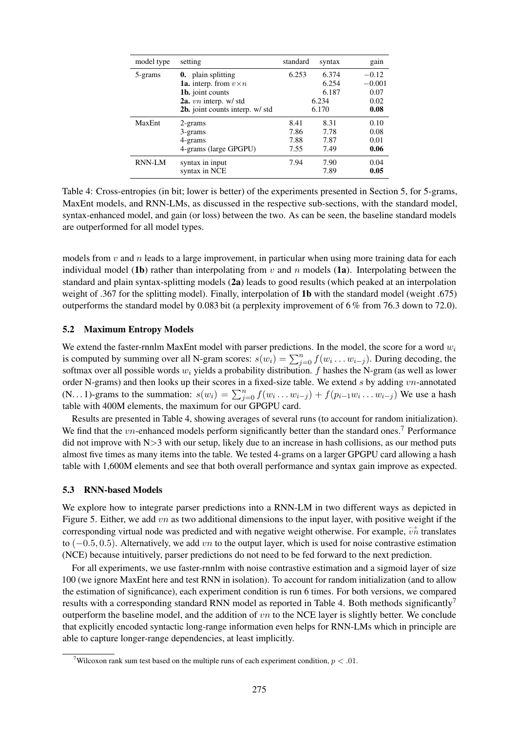| model type | setting | standard | syntax | gain |
|---|---|---|---|---|
| 5-grams | **0.** plain splitting | 6.253 | 6.374 | $-0.12$ |
| | **1a.** interp. from $v \times n$ | | 6.254 | $-0.001$ |
| | **1b.** joint counts | | 6.187 | 0.07 |
| | **2a.** $vn$ interp. w/ std | | 6.234 | 0.02 |
| | **2b.** joint counts interp. w/ std | | 6.170 | **0.08** |
| MaxEnt | 2-grams | 8.41 | 8.31 | 0.10 |
| | 3-grams | 7.86 | 7.78 | 0.08 |
| | 4-grams | 7.88 | 7.87 | 0.01 |
| | 4-grams (large GPGPU) | 7.55 | 7.49 | **0.06** |
| RNN-LM | syntax in input | 7.94 | 7.90 | 0.04 |
| | syntax in NCE | | 7.89 | **0.05** |

Table 4: Cross-entropies (in bit; lower is better) of the experiments presented in Section 5, for 5-grams, MaxEnt models, and RNN-LMs, as discussed in the respective sub-sections, with the standard model, syntax-enhanced model, and gain (or loss) between the two. As can be seen, the baseline standard models are outperformed for all model types.

models from $v$ and $n$ leads to a large improvement, in particular when using more training data for each individual model (**1b**) rather than interpolating from $v$ and $n$ models (**1a**). Interpolating between the standard and plain syntax-splitting models (**2a**) leads to good results (which peaked at an interpolation weight of .367 for the splitting model). Finally, interpolation of **1b** with the standard model (weight .675) outperforms the standard model by 0.083 bit (a perplexity improvement of 6 % from 76.3 down to 72.0).

### 5.2 Maximum Entropy Models

We extend the faster-rnnlm MaxEnt model with parser predictions. In the model, the score for a word $w_i$ is computed by summing over all N-gram scores: $s(w_i) = \sum_{j=0}^{n} f(w_i \dots w_{i-j})$. During decoding, the softmax over all possible words $w_i$ yields a probability distribution. $f$ hashes the N-gram (as well as lower order N-grams) and then looks up their scores in a fixed-size table. We extend $s$ by adding $vn$-annotated (N…1)-grams to the summation: $s(w_i) = \sum_{j=0}^{n} f(w_i \dots w_{i-j}) + f(p_{i-1} w_i \dots w_{i-j})$ We use a hash table with 400M elements, the maximum for our GPGPU card.

Results are presented in Table 4, showing averages of several runs (to account for random initialization). We find that the $vn$-enhanced models perform significantly better than the standard ones.[7] Performance did not improve with N>3 with our setup, likely due to an increase in hash collisions, as our method puts almost five times as many items into the table. We tested 4-grams on a larger GPGPU card allowing a hash table with 1,600M elements and see that both overall performance and syntax gain improve as expected.

### 5.3 RNN-based Models

We explore how to integrate parser predictions into a RNN-LM in two different ways as depicted in Figure 5. Either, we add $vn$ as two additional dimensions to the input layer, with positive weight if the corresponding virtual node was predicted and with negative weight otherwise. For example, $\bar{v}\overset{+}{n}$ translates to $(-0.5, 0.5)$. Alternatively, we add $vn$ to the output layer, which is used for noise contrastive estimation (NCE) because intuitively, parser predictions do not need to be fed forward to the next prediction.

For all experiments, we use faster-rnnlm with noise contrastive estimation and a sigmoid layer of size 100 (we ignore MaxEnt here and test RNN in isolation). To account for random initialization (and to allow the estimation of significance), each experiment condition is run 6 times. For both versions, we compared results with a corresponding standard RNN model as reported in Table 4. Both methods significantly[7] outperform the baseline model, and the addition of $vn$ to the NCE layer is slightly better. We conclude that explicitly encoded syntactic long-range information even helps for RNN-LMs which in principle are able to capture longer-range dependencies, at least implicitly.

[7] Wilcoxon rank sum test based on the multiple runs of each experiment condition, $p < .01$.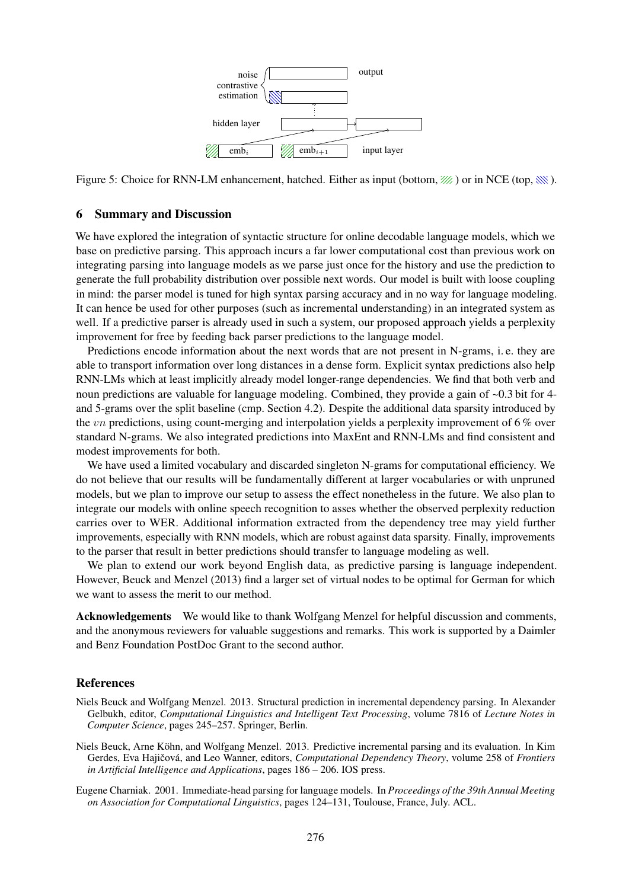Figure 5: Choice for RNN-LM enhancement, hatched. Either as input (bottom, green hatch) or in NCE (top, blue hatch).

## 6 Summary and Discussion

We have explored the integration of syntactic structure for online decodable language models, which we base on predictive parsing. This approach incurs a far lower computational cost than previous work on integrating parsing into language models as we parse just once for the history and use the prediction to generate the full probability distribution over possible next words. Our model is built with loose coupling in mind: the parser model is tuned for high syntax parsing accuracy and in no way for language modeling. It can hence be used for other purposes (such as incremental understanding) in an integrated system as well. If a predictive parser is already used in such a system, our proposed approach yields a perplexity improvement for free by feeding back parser predictions to the language model.

Predictions encode information about the next words that are not present in N-grams, i. e. they are able to transport information over long distances in a dense form. Explicit syntax predictions also help RNN-LMs which at least implicitly already model longer-range dependencies. We find that both verb and noun predictions are valuable for language modeling. Combined, they provide a gain of ~0.3 bit for 4- and 5-grams over the split baseline (cmp. Section 4.2). Despite the additional data sparsity introduced by the $vn$ predictions, using count-merging and interpolation yields a perplexity improvement of 6 % over standard N-grams. We also integrated predictions into MaxEnt and RNN-LMs and find consistent and modest improvements for both.

We have used a limited vocabulary and discarded singleton N-grams for computational efficiency. We do not believe that our results will be fundamentally different at larger vocabularies or with unpruned models, but we plan to improve our setup to assess the effect nonetheless in the future. We also plan to integrate our models with online speech recognition to asses whether the observed perplexity reduction carries over to WER. Additional information extracted from the dependency tree may yield further improvements, especially with RNN models, which are robust against data sparsity. Finally, improvements to the parser that result in better predictions should transfer to language modeling as well.

We plan to extend our work beyond English data, as predictive parsing is language independent. However, Beuck and Menzel (2013) find a larger set of virtual nodes to be optimal for German for which we want to assess the merit to our method.

**Acknowledgements** We would like to thank Wolfgang Menzel for helpful discussion and comments, and the anonymous reviewers for valuable suggestions and remarks. This work is supported by a Daimler and Benz Foundation PostDoc Grant to the second author.

## References

Niels Beuck and Wolfgang Menzel. 2013. Structural prediction in incremental dependency parsing. In Alexander Gelbukh, editor, *Computational Linguistics and Intelligent Text Processing*, volume 7816 of *Lecture Notes in Computer Science*, pages 245–257. Springer, Berlin.

Niels Beuck, Arne Köhn, and Wolfgang Menzel. 2013. Predictive incremental parsing and its evaluation. In Kim Gerdes, Eva Hajičová, and Leo Wanner, editors, *Computational Dependency Theory*, volume 258 of *Frontiers in Artificial Intelligence and Applications*, pages 186 – 206. IOS press.

Eugene Charniak. 2001. Immediate-head parsing for language models. In *Proceedings of the 39th Annual Meeting on Association for Computational Linguistics*, pages 124–131, Toulouse, France, July. ACL.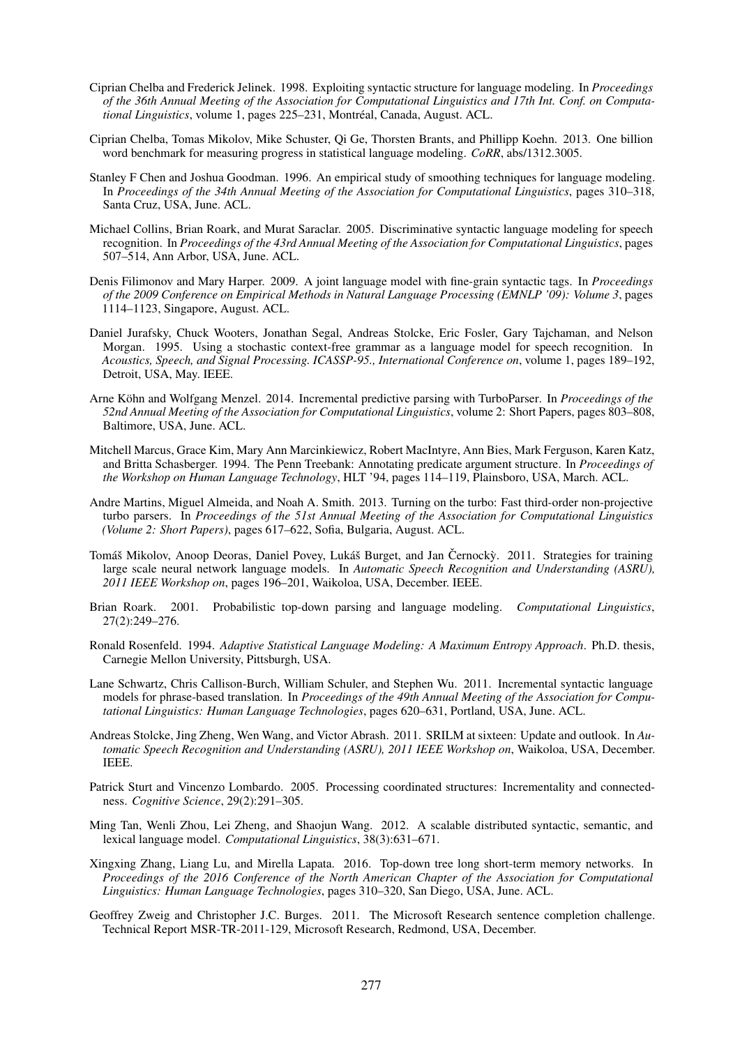Ciprian Chelba and Frederick Jelinek. 1998. Exploiting syntactic structure for language modeling. In *Proceedings of the 36th Annual Meeting of the Association for Computational Linguistics and 17th Int. Conf. on Computational Linguistics*, volume 1, pages 225–231, Montréal, Canada, August. ACL.

Ciprian Chelba, Tomas Mikolov, Mike Schuster, Qi Ge, Thorsten Brants, and Phillipp Koehn. 2013. One billion word benchmark for measuring progress in statistical language modeling. *CoRR*, abs/1312.3005.

Stanley F Chen and Joshua Goodman. 1996. An empirical study of smoothing techniques for language modeling. In *Proceedings of the 34th Annual Meeting of the Association for Computational Linguistics*, pages 310–318, Santa Cruz, USA, June. ACL.

Michael Collins, Brian Roark, and Murat Saraclar. 2005. Discriminative syntactic language modeling for speech recognition. In *Proceedings of the 43rd Annual Meeting of the Association for Computational Linguistics*, pages 507–514, Ann Arbor, USA, June. ACL.

Denis Filimonov and Mary Harper. 2009. A joint language model with fine-grain syntactic tags. In *Proceedings of the 2009 Conference on Empirical Methods in Natural Language Processing (EMNLP '09): Volume 3*, pages 1114–1123, Singapore, August. ACL.

Daniel Jurafsky, Chuck Wooters, Jonathan Segal, Andreas Stolcke, Eric Fosler, Gary Tajchaman, and Nelson Morgan. 1995. Using a stochastic context-free grammar as a language model for speech recognition. In *Acoustics, Speech, and Signal Processing. ICASSP-95., International Conference on*, volume 1, pages 189–192, Detroit, USA, May. IEEE.

Arne Köhn and Wolfgang Menzel. 2014. Incremental predictive parsing with TurboParser. In *Proceedings of the 52nd Annual Meeting of the Association for Computational Linguistics*, volume 2: Short Papers, pages 803–808, Baltimore, USA, June. ACL.

Mitchell Marcus, Grace Kim, Mary Ann Marcinkiewicz, Robert MacIntyre, Ann Bies, Mark Ferguson, Karen Katz, and Britta Schasberger. 1994. The Penn Treebank: Annotating predicate argument structure. In *Proceedings of the Workshop on Human Language Technology*, HLT '94, pages 114–119, Plainsboro, USA, March. ACL.

Andre Martins, Miguel Almeida, and Noah A. Smith. 2013. Turning on the turbo: Fast third-order non-projective turbo parsers. In *Proceedings of the 51st Annual Meeting of the Association for Computational Linguistics (Volume 2: Short Papers)*, pages 617–622, Sofia, Bulgaria, August. ACL.

Tomáš Mikolov, Anoop Deoras, Daniel Povey, Lukáš Burget, and Jan Černockỳ. 2011. Strategies for training large scale neural network language models. In *Automatic Speech Recognition and Understanding (ASRU), 2011 IEEE Workshop on*, pages 196–201, Waikoloa, USA, December. IEEE.

Brian Roark. 2001. Probabilistic top-down parsing and language modeling. *Computational Linguistics*, 27(2):249–276.

Ronald Rosenfeld. 1994. *Adaptive Statistical Language Modeling: A Maximum Entropy Approach*. Ph.D. thesis, Carnegie Mellon University, Pittsburgh, USA.

Lane Schwartz, Chris Callison-Burch, William Schuler, and Stephen Wu. 2011. Incremental syntactic language models for phrase-based translation. In *Proceedings of the 49th Annual Meeting of the Association for Computational Linguistics: Human Language Technologies*, pages 620–631, Portland, USA, June. ACL.

Andreas Stolcke, Jing Zheng, Wen Wang, and Victor Abrash. 2011. SRILM at sixteen: Update and outlook. In *Automatic Speech Recognition and Understanding (ASRU), 2011 IEEE Workshop on*, Waikoloa, USA, December. IEEE.

Patrick Sturt and Vincenzo Lombardo. 2005. Processing coordinated structures: Incrementality and connectedness. *Cognitive Science*, 29(2):291–305.

Ming Tan, Wenli Zhou, Lei Zheng, and Shaojun Wang. 2012. A scalable distributed syntactic, semantic, and lexical language model. *Computational Linguistics*, 38(3):631–671.

Xingxing Zhang, Liang Lu, and Mirella Lapata. 2016. Top-down tree long short-term memory networks. In *Proceedings of the 2016 Conference of the North American Chapter of the Association for Computational Linguistics: Human Language Technologies*, pages 310–320, San Diego, USA, June. ACL.

Geoffrey Zweig and Christopher J.C. Burges. 2011. The Microsoft Research sentence completion challenge. Technical Report MSR-TR-2011-129, Microsoft Research, Redmond, USA, December.